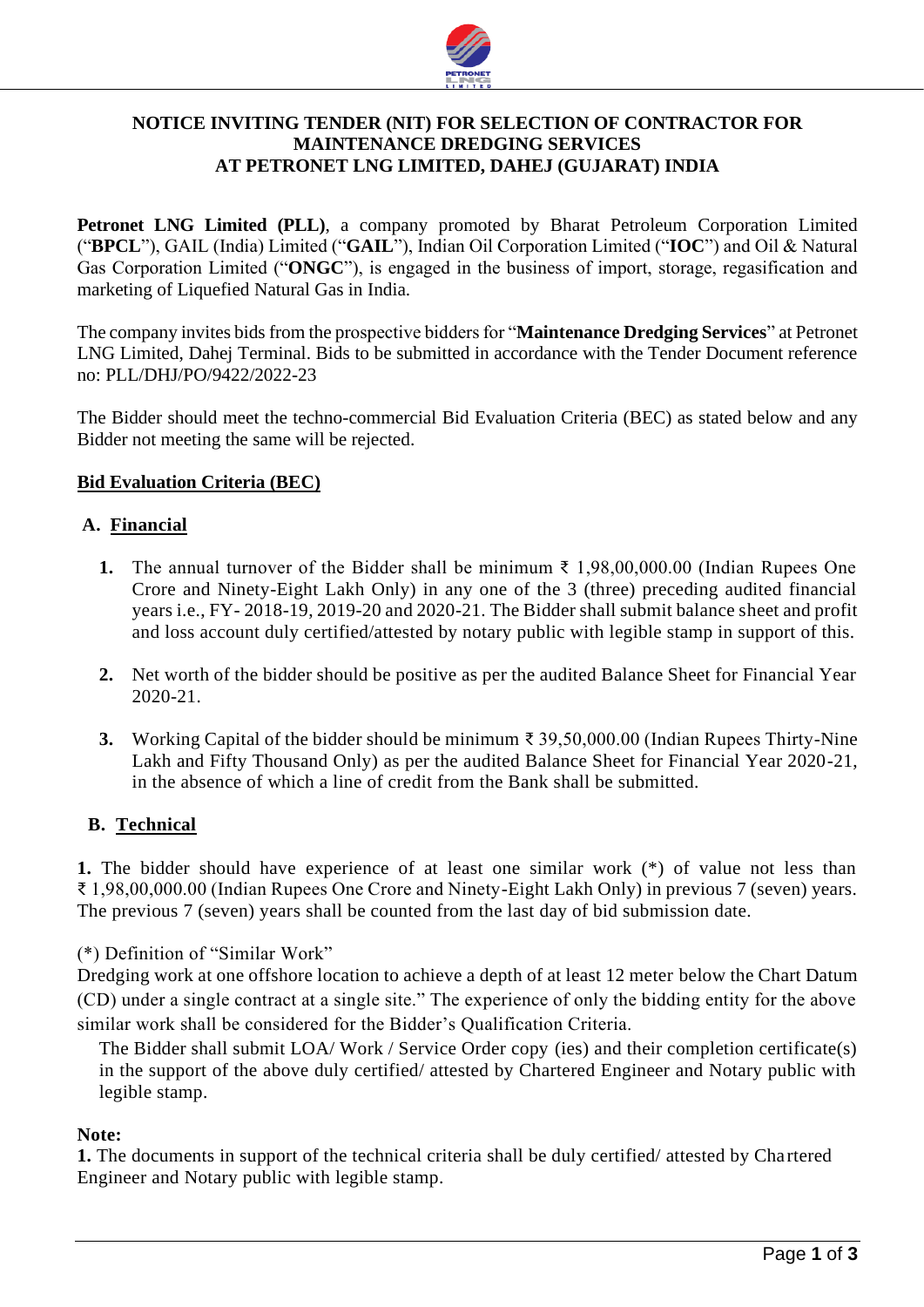# NOTICE INVITING TENDER (NIT) FOR SELECTION OF CONTRACTOR FOR MAINTENANCE DREDGING SERVICES AT PETRONET LNG LIMITED, DAHEJ (GUJARAT) INDIA

**Petronet LNG Limited (PLL)**, a company promoted by Bharat Petroleum Corporation Limited ("**BPCL**"), GAIL (India) Limited ("**GAIL**"), Indian Oil Corporation Limited ("**IOC**") and Oil & Natural Gas Corporation Limited ("**ONGC**"), is engaged in the business of import, storage, regasification and marketing of Liquefied Natural Gas in India.

The company invites bids from the prospective bidders for "**Maintenance Dredging Services**" at Petronet LNG Limited, Dahej Terminal. Bids to be submitted in accordance with the Tender Document reference no: PLL/DHJ/PO/9422/2022-23

The Bidder should meet the techno-commercial Bid Evaluation Criteria (BEC) as stated below and any Bidder not meeting the same will be rejected.

## Bid Evaluation Criteria (BEC)

### A. Financial

1. The annual turnover of the Bidder shall be minimum ₹ 1,98,00,000.00 (Indian Rupees One Crore and Ninety-Eight Lakh Only) in any one of the 3 (three) preceding audited financial years i.e., FY- 2018-19, 2019-20 and 2020-21. The Bidder shall submit balance sheet and profit and loss account duly certified/attested by notary public with legible stamp in support of this.

2. Net worth of the bidder should be positive as per the audited Balance Sheet for Financial Year 2020-21.

3. Working Capital of the bidder should be minimum ₹ 39,50,000.00 (Indian Rupees Thirty-Nine Lakh and Fifty Thousand Only) as per the audited Balance Sheet for Financial Year 2020-21, in the absence of which a line of credit from the Bank shall be submitted.

### B. Technical

**1.** The bidder should have experience of at least one similar work (*) of value not less than ₹ 1,98,00,000.00 (Indian Rupees One Crore and Ninety-Eight Lakh Only) in previous 7 (seven) years. The previous 7 (seven) years shall be counted from the last day of bid submission date.

(*) Definition of "Similar Work"
Dredging work at one offshore location to achieve a depth of at least 12 meter below the Chart Datum (CD) under a single contract at a single site." The experience of only the bidding entity for the above similar work shall be considered for the Bidder's Qualification Criteria.

The Bidder shall submit LOA/ Work / Service Order copy (ies) and their completion certificate(s) in the support of the above duly certified/ attested by Chartered Engineer and Notary public with legible stamp.

**Note:**
**1.** The documents in support of the technical criteria shall be duly certified/ attested by Chartered Engineer and Notary public with legible stamp.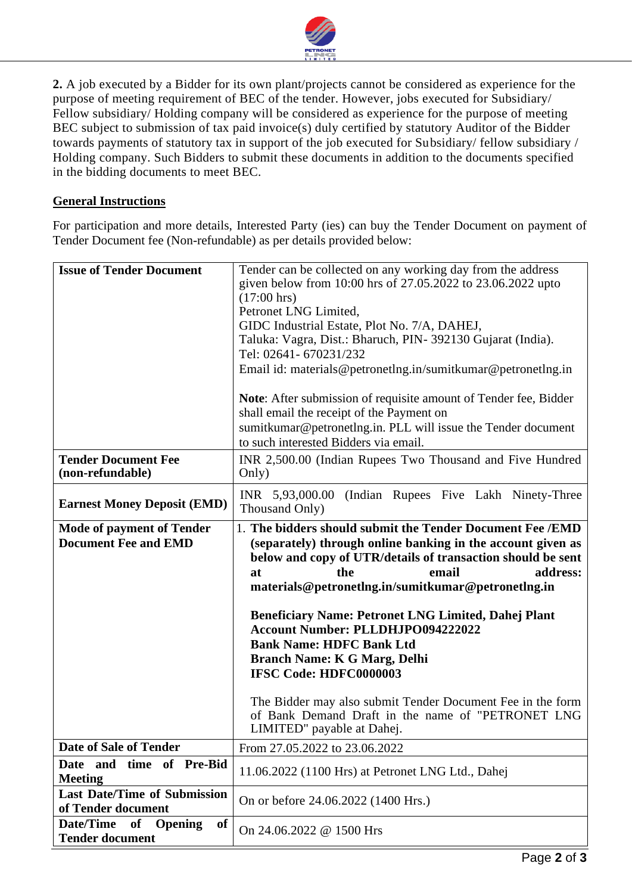**2.** A job executed by a Bidder for its own plant/projects cannot be considered as experience for the purpose of meeting requirement of BEC of the tender. However, jobs executed for Subsidiary/ Fellow subsidiary/ Holding company will be considered as experience for the purpose of meeting BEC subject to submission of tax paid invoice(s) duly certified by statutory Auditor of the Bidder towards payments of statutory tax in support of the job executed for Subsidiary/ fellow subsidiary / Holding company. Such Bidders to submit these documents in addition to the documents specified in the bidding documents to meet BEC.

## General Instructions

For participation and more details, Interested Party (ies) can buy the Tender Document on payment of Tender Document fee (Non-refundable) as per details provided below:

| | |
|---|---|
| **Issue of Tender Document** | Tender can be collected on any working day from the address given below from 10:00 hrs of 27.05.2022 to 23.06.2022 upto (17:00 hrs)<br>Petronet LNG Limited,<br>GIDC Industrial Estate, Plot No. 7/A, DAHEJ,<br>Taluka: Vagra, Dist.: Bharuch, PIN- 392130 Gujarat (India).<br>Tel: 02641- 670231/232<br>Email id: materials@petronetlng.in/sumitkumar@petronetlng.in<br><br>**Note**: After submission of requisite amount of Tender fee, Bidder shall email the receipt of the Payment on sumitkumar@petronetlng.in. PLL will issue the Tender document to such interested Bidders via email. |
| **Tender Document Fee (non-refundable)** | INR 2,500.00 (Indian Rupees Two Thousand and Five Hundred Only) |
| **Earnest Money Deposit (EMD)** | INR 5,93,000.00 (Indian Rupees Five Lakh Ninety-Three Thousand Only) |
| **Mode of payment of Tender Document Fee and EMD** | 1. **The bidders should submit the Tender Document Fee /EMD (separately) through online banking in the account given as below and copy of UTR/details of transaction should be sent at the email address: materials@petronetlng.in/sumitkumar@petronetlng.in**<br><br>**Beneficiary Name: Petronet LNG Limited, Dahej Plant**<br>**Account Number: PLLDHJPO094222022**<br>**Bank Name: HDFC Bank Ltd**<br>**Branch Name: K G Marg, Delhi**<br>**IFSC Code: HDFC0000003**<br><br>The Bidder may also submit Tender Document Fee in the form of Bank Demand Draft in the name of "PETRONET LNG LIMITED" payable at Dahej. |
| **Date of Sale of Tender** | From 27.05.2022 to 23.06.2022 |
| **Date and time of Pre-Bid Meeting** | 11.06.2022 (1100 Hrs) at Petronet LNG Ltd., Dahej |
| **Last Date/Time of Submission of Tender document** | On or before 24.06.2022 (1400 Hrs.) |
| **Date/Time of Opening of Tender document** | On 24.06.2022 @ 1500 Hrs |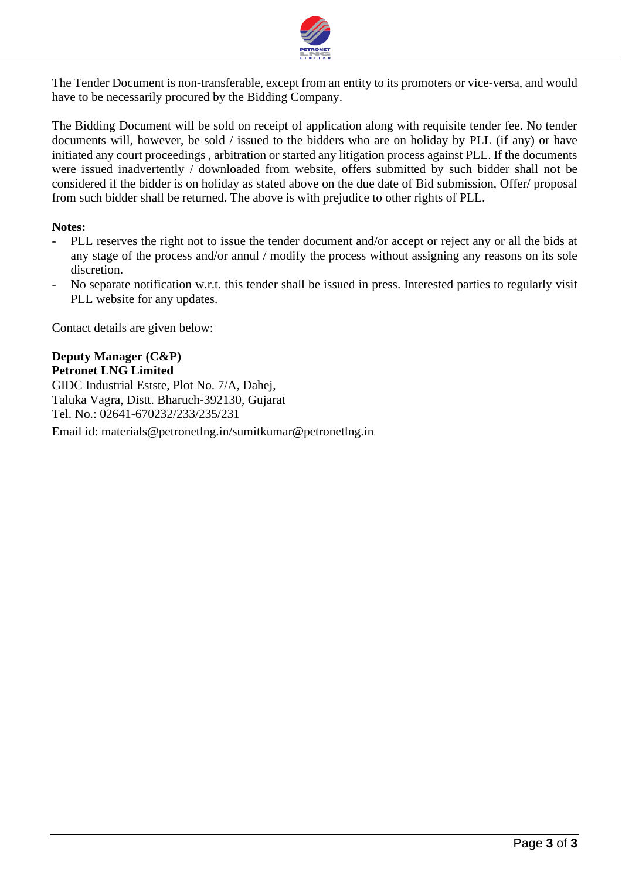The Tender Document is non-transferable, except from an entity to its promoters or vice-versa, and would have to be necessarily procured by the Bidding Company.

The Bidding Document will be sold on receipt of application along with requisite tender fee. No tender documents will, however, be sold / issued to the bidders who are on holiday by PLL (if any) or have initiated any court proceedings , arbitration or started any litigation process against PLL. If the documents were issued inadvertently / downloaded from website, offers submitted by such bidder shall not be considered if the bidder is on holiday as stated above on the due date of Bid submission, Offer/ proposal from such bidder shall be returned. The above is with prejudice to other rights of PLL.

**Notes:**

- PLL reserves the right not to issue the tender document and/or accept or reject any or all the bids at any stage of the process and/or annul / modify the process without assigning any reasons on its sole discretion.
- No separate notification w.r.t. this tender shall be issued in press. Interested parties to regularly visit PLL website for any updates.

Contact details are given below:

**Deputy Manager (C&P)**
**Petronet LNG Limited**
GIDC Industrial Estste, Plot No. 7/A, Dahej,
Taluka Vagra, Distt. Bharuch-392130, Gujarat
Tel. No.: 02641-670232/233/235/231
Email id: materials@petronetlng.in/sumitkumar@petronetlng.in